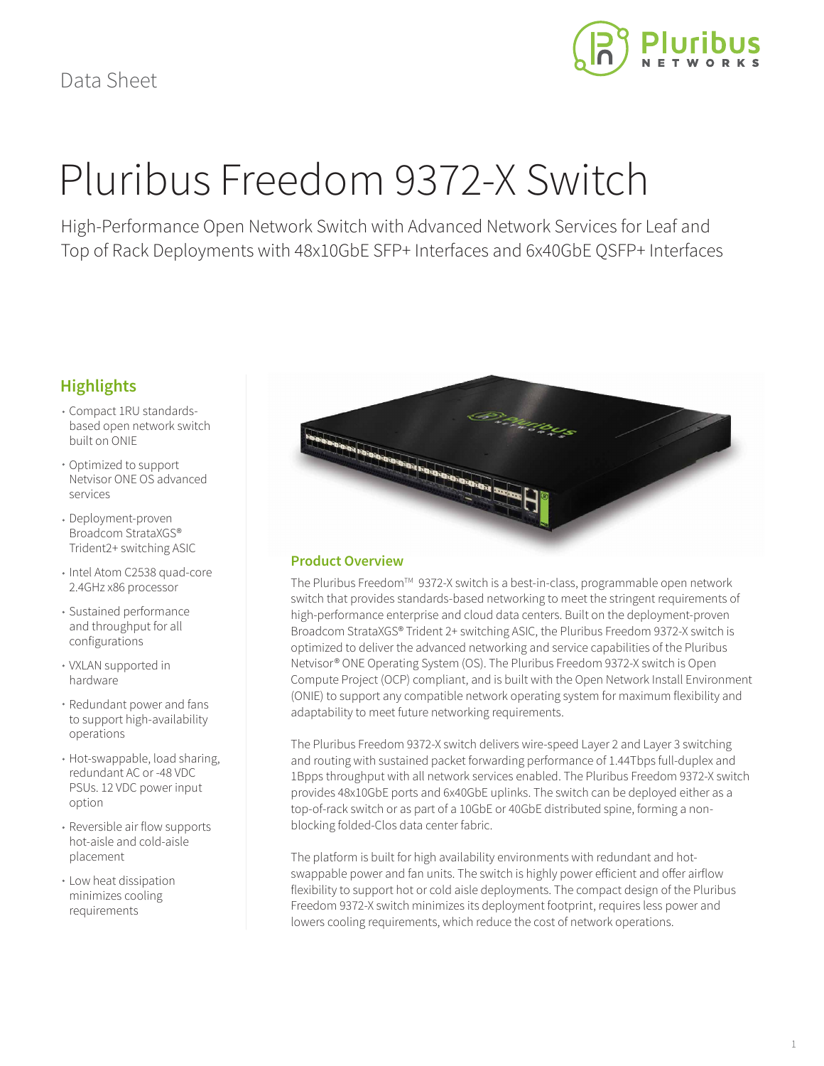Data Sheet

# Pluribus Freedom 9372-X Switch

High-Performance Open Network Switch with Advanced Network Services for Leaf and Top of Rack Deployments with 48x10GbE SFP+ Interfaces and 6x40GbE QSFP+ Interfaces

## Highlights

- Compact 1RU standards-based open network switch built on ONIE
- Optimized to support Netvisor ONE OS advanced services
- Deployment-proven Broadcom StrataXGS® Trident2+ switching ASIC
- Intel Atom C2538 quad-core 2.4GHz x86 processor
- Sustained performance and throughput for all configurations
- VXLAN supported in hardware
- Redundant power and fans to support high-availability operations
- Hot-swappable, load sharing, redundant AC or -48 VDC PSUs. 12 VDC power input option
- Reversible air flow supports hot-aisle and cold-aisle placement
- Low heat dissipation minimizes cooling requirements

## Product Overview

The Pluribus Freedom™ 9372-X switch is a best-in-class, programmable open network switch that provides standards-based networking to meet the stringent requirements of high-performance enterprise and cloud data centers. Built on the deployment-proven Broadcom StrataXGS® Trident 2+ switching ASIC, the Pluribus Freedom 9372-X switch is optimized to deliver the advanced networking and service capabilities of the Pluribus Netvisor® ONE Operating System (OS). The Pluribus Freedom 9372-X switch is Open Compute Project (OCP) compliant, and is built with the Open Network Install Environment (ONIE) to support any compatible network operating system for maximum flexibility and adaptability to meet future networking requirements.

The Pluribus Freedom 9372-X switch delivers wire-speed Layer 2 and Layer 3 switching and routing with sustained packet forwarding performance of 1.44Tbps full-duplex and 1Bpps throughput with all network services enabled. The Pluribus Freedom 9372-X switch provides 48x10GbE ports and 6x40GbE uplinks. The switch can be deployed either as a top-of-rack switch or as part of a 10GbE or 40GbE distributed spine, forming a non-blocking folded-Clos data center fabric.

The platform is built for high availability environments with redundant and hot-swappable power and fan units. The switch is highly power efficient and offer airflow flexibility to support hot or cold aisle deployments. The compact design of the Pluribus Freedom 9372-X switch minimizes its deployment footprint, requires less power and lowers cooling requirements, which reduce the cost of network operations.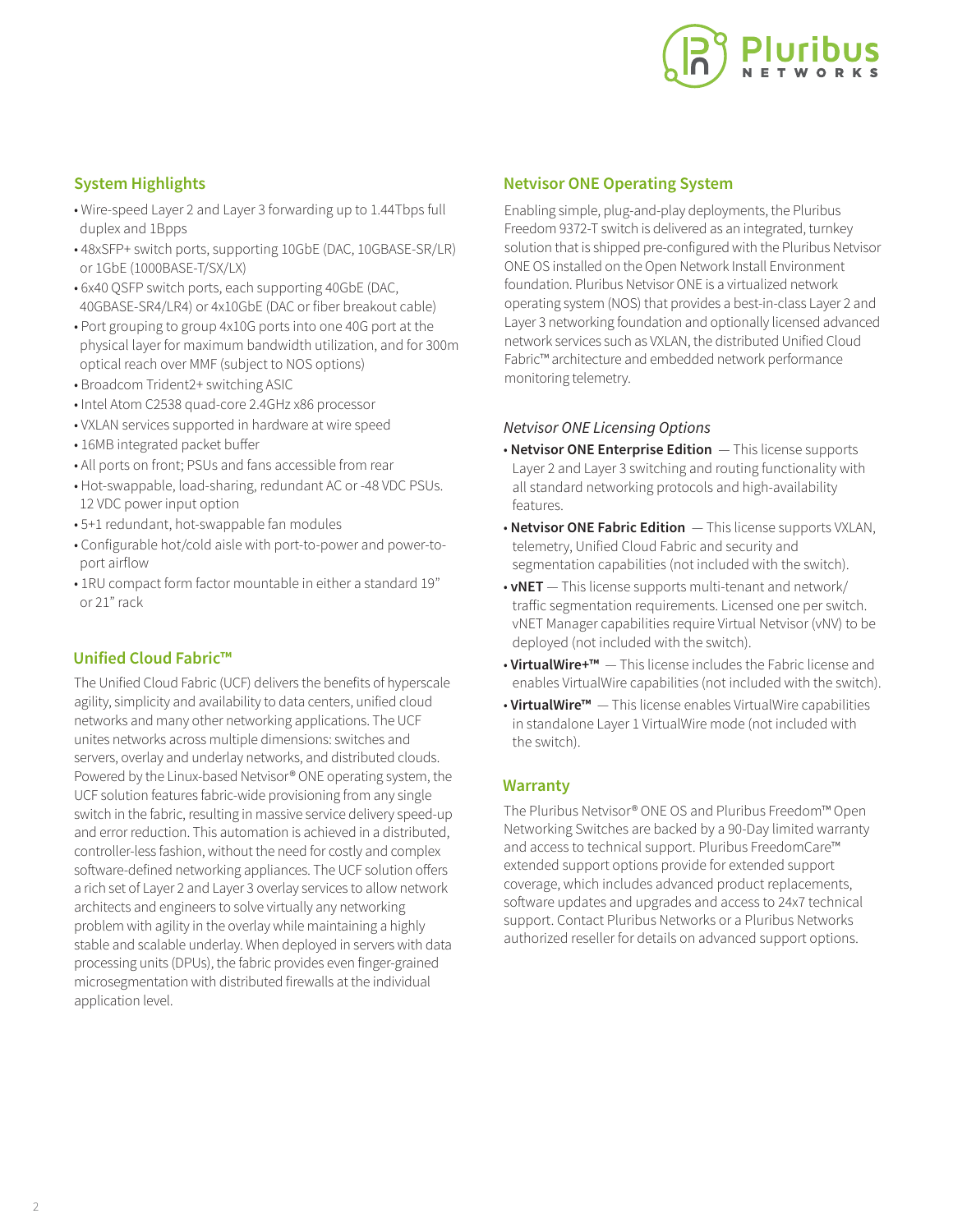## System Highlights

- Wire-speed Layer 2 and Layer 3 forwarding up to 1.44Tbps full duplex and 1Bpps
- 48xSFP+ switch ports, supporting 10GbE (DAC, 10GBASE-SR/LR) or 1GbE (1000BASE-T/SX/LX)
- 6x40 QSFP switch ports, each supporting 40GbE (DAC, 40GBASE-SR4/LR4) or 4x10GbE (DAC or fiber breakout cable)
- Port grouping to group 4x10G ports into one 40G port at the physical layer for maximum bandwidth utilization, and for 300m optical reach over MMF (subject to NOS options)
- Broadcom Trident2+ switching ASIC
- Intel Atom C2538 quad-core 2.4GHz x86 processor
- VXLAN services supported in hardware at wire speed
- 16MB integrated packet buffer
- All ports on front; PSUs and fans accessible from rear
- Hot-swappable, load-sharing, redundant AC or -48 VDC PSUs. 12 VDC power input option
- 5+1 redundant, hot-swappable fan modules
- Configurable hot/cold aisle with port-to-power and power-to-port airflow
- 1RU compact form factor mountable in either a standard 19" or 21" rack

## Unified Cloud Fabric™

The Unified Cloud Fabric (UCF) delivers the benefits of hyperscale agility, simplicity and availability to data centers, unified cloud networks and many other networking applications. The UCF unites networks across multiple dimensions: switches and servers, overlay and underlay networks, and distributed clouds. Powered by the Linux-based Netvisor® ONE operating system, the UCF solution features fabric-wide provisioning from any single switch in the fabric, resulting in massive service delivery speed-up and error reduction. This automation is achieved in a distributed, controller-less fashion, without the need for costly and complex software-defined networking appliances. The UCF solution offers a rich set of Layer 2 and Layer 3 overlay services to allow network architects and engineers to solve virtually any networking problem with agility in the overlay while maintaining a highly stable and scalable underlay. When deployed in servers with data processing units (DPUs), the fabric provides even finger-grained microsegmentation with distributed firewalls at the individual application level.

## Netvisor ONE Operating System

Enabling simple, plug-and-play deployments, the Pluribus Freedom 9372-T switch is delivered as an integrated, turnkey solution that is shipped pre-configured with the Pluribus Netvisor ONE OS installed on the Open Network Install Environment foundation. Pluribus Netvisor ONE is a virtualized network operating system (NOS) that provides a best-in-class Layer 2 and Layer 3 networking foundation and optionally licensed advanced network services such as VXLAN, the distributed Unified Cloud Fabric™ architecture and embedded network performance monitoring telemetry.

*Netvisor ONE Licensing Options*

- **Netvisor ONE Enterprise Edition** — This license supports Layer 2 and Layer 3 switching and routing functionality with all standard networking protocols and high-availability features.
- **Netvisor ONE Fabric Edition** — This license supports VXLAN, telemetry, Unified Cloud Fabric and security and segmentation capabilities (not included with the switch).
- **vNET** — This license supports multi-tenant and network/traffic segmentation requirements. Licensed one per switch. vNET Manager capabilities require Virtual Netvisor (vNV) to be deployed (not included with the switch).
- **VirtualWire+™** — This license includes the Fabric license and enables VirtualWire capabilities (not included with the switch).
- **VirtualWire™** — This license enables VirtualWire capabilities in standalone Layer 1 VirtualWire mode (not included with the switch).

## Warranty

The Pluribus Netvisor® ONE OS and Pluribus Freedom™ Open Networking Switches are backed by a 90-Day limited warranty and access to technical support. Pluribus FreedomCare™ extended support options provide for extended support coverage, which includes advanced product replacements, software updates and upgrades and access to 24x7 technical support. Contact Pluribus Networks or a Pluribus Networks authorized reseller for details on advanced support options.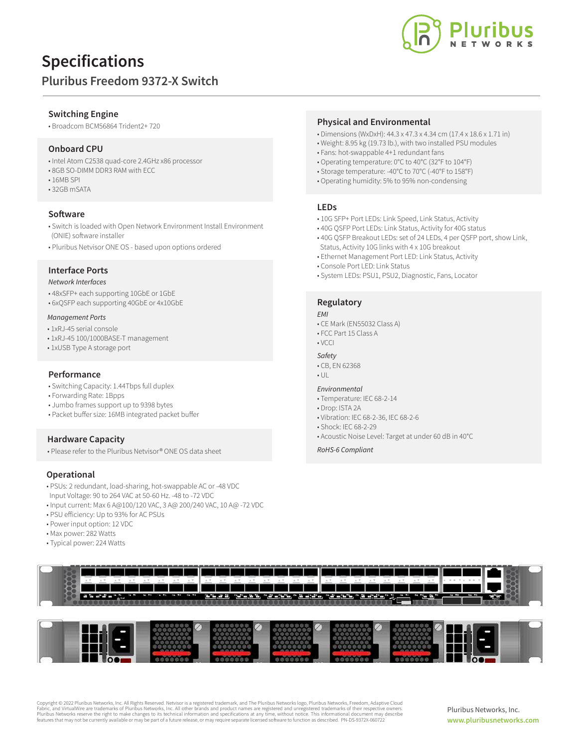# Specifications

## Pluribus Freedom 9372-X Switch

### Switching Engine

- Broadcom BCM56864 Trident2+ 720

### Onboard CPU

- Intel Atom C2538 quad-core 2.4GHz x86 processor
- 8GB SO-DIMM DDR3 RAM with ECC
- 16MB SPI
- 32GB mSATA

### Software

- Switch is loaded with Open Network Environment Install Environment (ONIE) software installer
- Pluribus Netvisor ONE OS - based upon options ordered

### Interface Ports

*Network Interfaces*

- 48xSFP+ each supporting 10GbE or 1GbE
- 6xQSFP each supporting 40GbE or 4x10GbE

*Management Ports*

- 1xRJ-45 serial console
- 1xRJ-45 100/1000BASE-T management
- 1xUSB Type A storage port

### Performance

- Switching Capacity: 1.44Tbps full duplex
- Forwarding Rate: 1Bpps
- Jumbo frames support up to 9398 bytes
- Packet buffer size: 16MB integrated packet buffer

### Hardware Capacity

- Please refer to the Pluribus Netvisor® ONE OS data sheet

### Operational

- PSUs: 2 redundant, load-sharing, hot-swappable AC or -48 VDC
  Input Voltage: 90 to 264 VAC at 50-60 Hz. -48 to -72 VDC
- Input current: Max 6 A@100/120 VAC, 3 A@ 200/240 VAC, 10 A@ -72 VDC
- PSU efficiency: Up to 93% for AC PSUs
- Power input option: 12 VDC
- Max power: 282 Watts
- Typical power: 224 Watts

### Physical and Environmental

- Dimensions (WxDxH): 44.3 x 47.3 x 4.34 cm (17.4 x 18.6 x 1.71 in)
- Weight: 8.95 kg (19.73 lb.), with two installed PSU modules
- Fans: hot-swappable 4+1 redundant fans
- Operating temperature: 0°C to 40°C (32°F to 104°F)
- Storage temperature: -40°C to 70°C (-40°F to 158°F)
- Operating humidity: 5% to 95% non-condensing

### LEDs

- 10G SFP+ Port LEDs: Link Speed, Link Status, Activity
- 40G QSFP Port LEDs: Link Status, Activity for 40G status
- 40G QSFP Breakout LEDs: set of 24 LEDs, 4 per QSFP port, show Link, Status, Activity 10G links with 4 x 10G breakout
- Ethernet Management Port LED: Link Status, Activity
- Console Port LED: Link Status
- System LEDs: PSU1, PSU2, Diagnostic, Fans, Locator

### Regulatory

*EMI*

- CE Mark (EN55032 Class A)
- FCC Part 15 Class A
- VCCI

*Safety*

- CB, EN 62368
- UL

*Environmental*

- Temperature: IEC 68-2-14
- Drop: ISTA 2A
- Vibration: IEC 68-2-36, IEC 68-2-6
- Shock: IEC 68-2-29
- Acoustic Noise Level: Target at under 60 dB in 40°C

*RoHS-6 Compliant*

Copyright © 2022 Pluribus Networks, Inc. All Rights Reserved. Netvisor is a registered trademark, and The Pluribus Networks logo, Pluribus Networks, Freedom, Adaptive Cloud Fabric, and VirtualWire are trademarks of Pluribus Networks, Inc. All other brands and product names are registered and unregistered trademarks of their respective owners. Pluribus Networks reserve the right to make changes to its technical information and specifications at any time, without notice. This informational document may describe features that may not be currently available or may be part of a future release, or may require separate licensed software to function as described. PN-DS-9372X-060722

Pluribus Networks, Inc.
www.pluribusnetworks.com